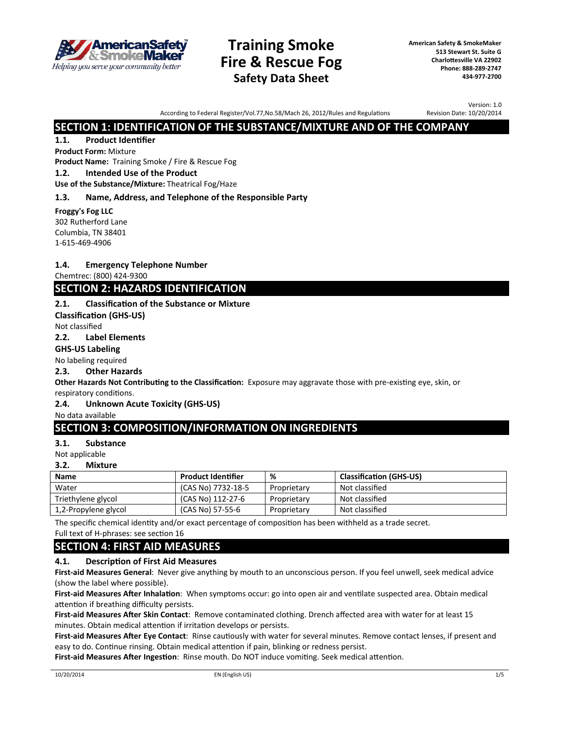# Training Smoke Fire & Rescue Fog
## Safety Data Sheet

American Safety & SmokeMaker
513 Stewart St. Suite G
Charlottesville VA 22902
Phone: 888-289-2747
434-977-2700

According to Federal Register/Vol.77,No.58/Mach 26, 2012/Rules and Regulations

Version: 1.0
Revision Date: 10/20/2014

## SECTION 1: IDENTIFICATION OF THE SUBSTANCE/MIXTURE AND OF THE COMPANY

### 1.1. Product Identifier

**Product Form:** Mixture

**Product Name:** Training Smoke / Fire & Rescue Fog

### 1.2. Intended Use of the Product

**Use of the Substance/Mixture:** Theatrical Fog/Haze

### 1.3. Name, Address, and Telephone of the Responsible Party

**Froggy's Fog LLC**
302 Rutherford Lane
Columbia, TN 38401
1-615-469-4906

### 1.4. Emergency Telephone Number

Chemtrec: (800) 424-9300

## SECTION 2: HAZARDS IDENTIFICATION

### 2.1. Classification of the Substance or Mixture

**Classification (GHS-US)**

Not classified

### 2.2. Label Elements

**GHS-US Labeling**

No labeling required

### 2.3. Other Hazards

**Other Hazards Not Contributing to the Classification:** Exposure may aggravate those with pre-existing eye, skin, or respiratory conditions.

### 2.4. Unknown Acute Toxicity (GHS-US)

No data available

## SECTION 3: COMPOSITION/INFORMATION ON INGREDIENTS

### 3.1. Substance

Not applicable

### 3.2. Mixture

| Name | Product Identifier | % | Classification (GHS-US) |
|---|---|---|---|
| Water | (CAS No) 7732-18-5 | Proprietary | Not classified |
| Triethylene glycol | (CAS No) 112-27-6 | Proprietary | Not classified |
| 1,2-Propylene glycol | (CAS No) 57-55-6 | Proprietary | Not classified |

The specific chemical identity and/or exact percentage of composition has been withheld as a trade secret.

Full text of H-phrases: see section 16

## SECTION 4: FIRST AID MEASURES

### 4.1. Description of First Aid Measures

**First-aid Measures General**: Never give anything by mouth to an unconscious person. If you feel unwell, seek medical advice (show the label where possible).

**First-aid Measures After Inhalation**: When symptoms occur: go into open air and ventilate suspected area. Obtain medical attention if breathing difficulty persists.

**First-aid Measures After Skin Contact**: Remove contaminated clothing. Drench affected area with water for at least 15 minutes. Obtain medical attention if irritation develops or persists.

**First-aid Measures After Eye Contact**: Rinse cautiously with water for several minutes. Remove contact lenses, if present and easy to do. Continue rinsing. Obtain medical attention if pain, blinking or redness persist.

**First-aid Measures After Ingestion**: Rinse mouth. Do NOT induce vomiting. Seek medical attention.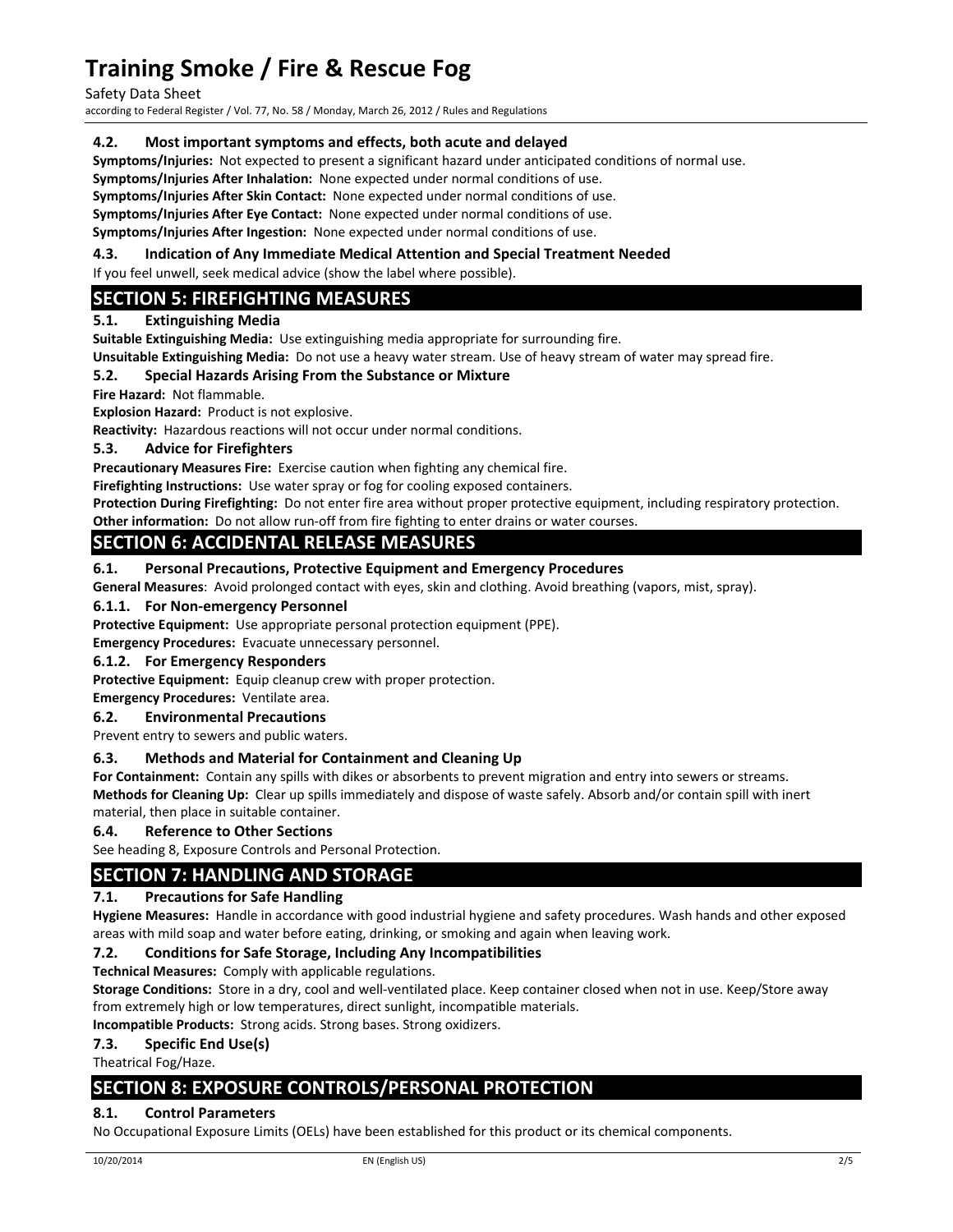### 4.2. Most important symptoms and effects, both acute and delayed

**Symptoms/Injuries:** Not expected to present a significant hazard under anticipated conditions of normal use.

**Symptoms/Injuries After Inhalation:** None expected under normal conditions of use.

**Symptoms/Injuries After Skin Contact:** None expected under normal conditions of use.

**Symptoms/Injuries After Eye Contact:** None expected under normal conditions of use.

**Symptoms/Injuries After Ingestion:** None expected under normal conditions of use.

### 4.3. Indication of Any Immediate Medical Attention and Special Treatment Needed

If you feel unwell, seek medical advice (show the label where possible).

## SECTION 5: FIREFIGHTING MEASURES

### 5.1. Extinguishing Media

**Suitable Extinguishing Media:** Use extinguishing media appropriate for surrounding fire.

**Unsuitable Extinguishing Media:** Do not use a heavy water stream. Use of heavy stream of water may spread fire.

### 5.2. Special Hazards Arising From the Substance or Mixture

**Fire Hazard:** Not flammable.

**Explosion Hazard:** Product is not explosive.

**Reactivity:** Hazardous reactions will not occur under normal conditions.

### 5.3. Advice for Firefighters

**Precautionary Measures Fire:** Exercise caution when fighting any chemical fire.

**Firefighting Instructions:** Use water spray or fog for cooling exposed containers.

**Protection During Firefighting:** Do not enter fire area without proper protective equipment, including respiratory protection.

**Other information:** Do not allow run-off from fire fighting to enter drains or water courses.

## SECTION 6: ACCIDENTAL RELEASE MEASURES

### 6.1. Personal Precautions, Protective Equipment and Emergency Procedures

**General Measures**: Avoid prolonged contact with eyes, skin and clothing. Avoid breathing (vapors, mist, spray).

#### 6.1.1. For Non-emergency Personnel

**Protective Equipment:** Use appropriate personal protection equipment (PPE).

**Emergency Procedures:** Evacuate unnecessary personnel.

#### 6.1.2. For Emergency Responders

**Protective Equipment:** Equip cleanup crew with proper protection.

**Emergency Procedures:** Ventilate area.

### 6.2. Environmental Precautions

Prevent entry to sewers and public waters.

### 6.3. Methods and Material for Containment and Cleaning Up

**For Containment:** Contain any spills with dikes or absorbents to prevent migration and entry into sewers or streams.

**Methods for Cleaning Up:** Clear up spills immediately and dispose of waste safely. Absorb and/or contain spill with inert material, then place in suitable container.

### 6.4. Reference to Other Sections

See heading 8, Exposure Controls and Personal Protection.

## SECTION 7: HANDLING AND STORAGE

### 7.1. Precautions for Safe Handling

**Hygiene Measures:** Handle in accordance with good industrial hygiene and safety procedures. Wash hands and other exposed areas with mild soap and water before eating, drinking, or smoking and again when leaving work.

### 7.2. Conditions for Safe Storage, Including Any Incompatibilities

**Technical Measures:** Comply with applicable regulations.

**Storage Conditions:** Store in a dry, cool and well-ventilated place. Keep container closed when not in use. Keep/Store away from extremely high or low temperatures, direct sunlight, incompatible materials.

**Incompatible Products:** Strong acids. Strong bases. Strong oxidizers.

### 7.3. Specific End Use(s)

Theatrical Fog/Haze.

## SECTION 8: EXPOSURE CONTROLS/PERSONAL PROTECTION

### 8.1. Control Parameters

No Occupational Exposure Limits (OELs) have been established for this product or its chemical components.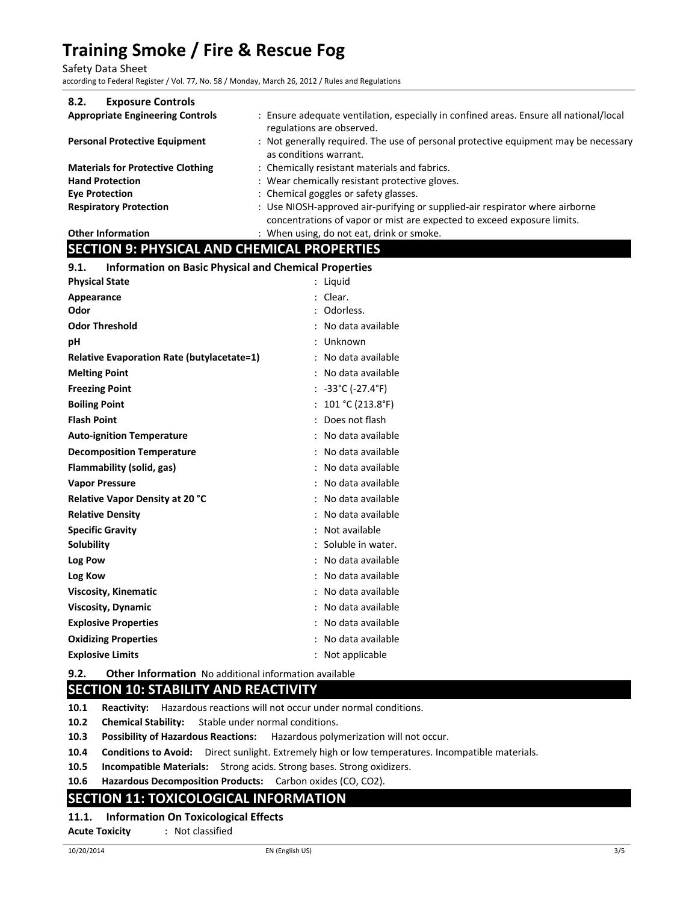### 8.2. Exposure Controls

**Appropriate Engineering Controls** : Ensure adequate ventilation, especially in confined areas. Ensure all national/local regulations are observed.

**Personal Protective Equipment** : Not generally required. The use of personal protective equipment may be necessary as conditions warrant.

**Materials for Protective Clothing** : Chemically resistant materials and fabrics.

**Hand Protection** : Wear chemically resistant protective gloves.

**Eye Protection** : Chemical goggles or safety glasses.

**Respiratory Protection** : Use NIOSH-approved air-purifying or supplied-air respirator where airborne concentrations of vapor or mist are expected to exceed exposure limits.

**Other Information** : When using, do not eat, drink or smoke.

## SECTION 9: PHYSICAL AND CHEMICAL PROPERTIES

### 9.1. Information on Basic Physical and Chemical Properties

| Property | Value |
|---|---|
| **Physical State** | Liquid |
| **Appearance** | Clear. |
| **Odor** | Odorless. |
| **Odor Threshold** | No data available |
| **pH** | Unknown |
| **Relative Evaporation Rate (butylacetate=1)** | No data available |
| **Melting Point** | No data available |
| **Freezing Point** | -33°C (-27.4°F) |
| **Boiling Point** | 101 °C (213.8°F) |
| **Flash Point** | Does not flash |
| **Auto-ignition Temperature** | No data available |
| **Decomposition Temperature** | No data available |
| **Flammability (solid, gas)** | No data available |
| **Vapor Pressure** | No data available |
| **Relative Vapor Density at 20 °C** | No data available |
| **Relative Density** | No data available |
| **Specific Gravity** | Not available |
| **Solubility** | Soluble in water. |
| **Log Pow** | No data available |
| **Log Kow** | No data available |
| **Viscosity, Kinematic** | No data available |
| **Viscosity, Dynamic** | No data available |
| **Explosive Properties** | No data available |
| **Oxidizing Properties** | No data available |
| **Explosive Limits** | Not applicable |

### 9.2. Other Information

No additional information available

## SECTION 10: STABILITY AND REACTIVITY

**10.1 Reactivity:** Hazardous reactions will not occur under normal conditions.

**10.2 Chemical Stability:** Stable under normal conditions.

**10.3 Possibility of Hazardous Reactions:** Hazardous polymerization will not occur.

**10.4 Conditions to Avoid:** Direct sunlight. Extremely high or low temperatures. Incompatible materials.

**10.5 Incompatible Materials:** Strong acids. Strong bases. Strong oxidizers.

**10.6 Hazardous Decomposition Products:** Carbon oxides (CO, $CO_2$).

## SECTION 11: TOXICOLOGICAL INFORMATION

### 11.1. Information On Toxicological Effects

**Acute Toxicity** : Not classified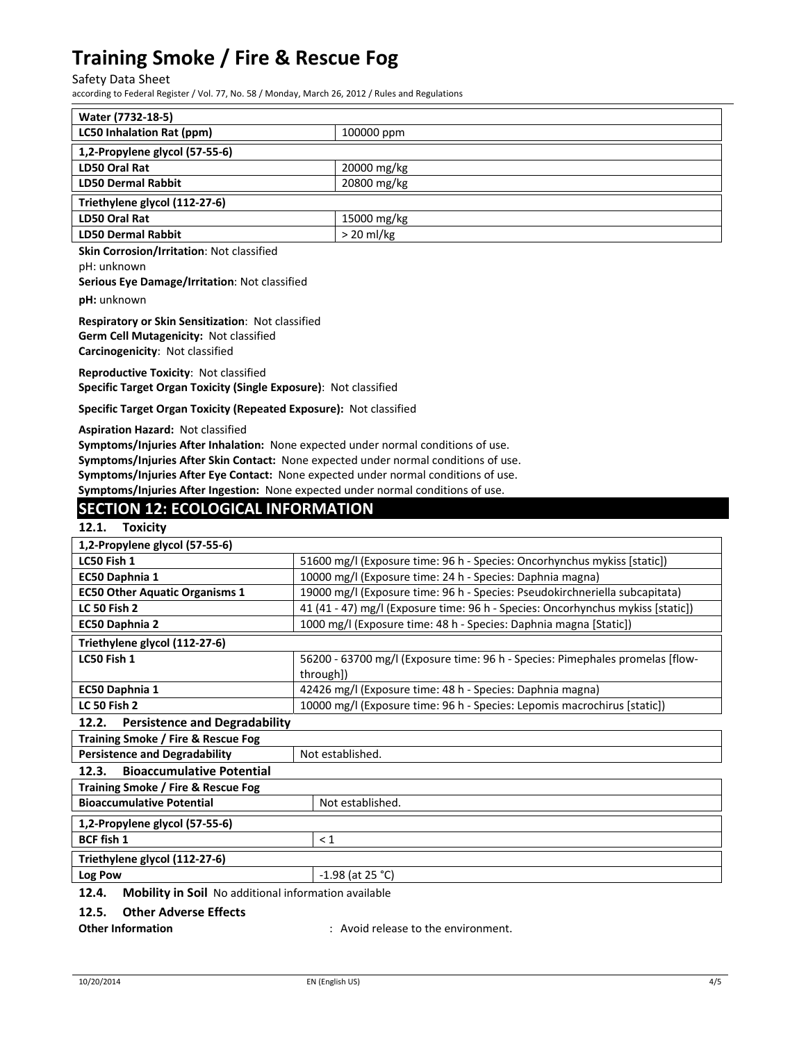| Water (7732-18-5) | |
|---|---|
| LC50 Inhalation Rat (ppm) | 100000 ppm |

| 1,2-Propylene glycol (57-55-6) | |
|---|---|
| LD50 Oral Rat | 20000 mg/kg |
| LD50 Dermal Rabbit | 20800 mg/kg |

| Triethylene glycol (112-27-6) | |
|---|---|
| LD50 Oral Rat | 15000 mg/kg |
| LD50 Dermal Rabbit | > 20 ml/kg |

**Skin Corrosion/Irritation**: Not classified

pH: unknown

**Serious Eye Damage/Irritation**: Not classified

**pH:** unknown

**Respiratory or Skin Sensitization**: Not classified

**Germ Cell Mutagenicity:** Not classified

**Carcinogenicity**: Not classified

**Reproductive Toxicity**: Not classified

**Specific Target Organ Toxicity (Single Exposure)**: Not classified

**Specific Target Organ Toxicity (Repeated Exposure):** Not classified

**Aspiration Hazard:** Not classified

**Symptoms/Injuries After Inhalation:** None expected under normal conditions of use.

**Symptoms/Injuries After Skin Contact:** None expected under normal conditions of use.

**Symptoms/Injuries After Eye Contact:** None expected under normal conditions of use.

**Symptoms/Injuries After Ingestion:** None expected under normal conditions of use.

## SECTION 12: ECOLOGICAL INFORMATION

### 12.1. Toxicity

| 1,2-Propylene glycol (57-55-6) | |
|---|---|
| LC50 Fish 1 | 51600 mg/l (Exposure time: 96 h - Species: Oncorhynchus mykiss [static]) |
| EC50 Daphnia 1 | 10000 mg/l (Exposure time: 24 h - Species: Daphnia magna) |
| EC50 Other Aquatic Organisms 1 | 19000 mg/l (Exposure time: 96 h - Species: Pseudokirchneriella subcapitata) |
| LC 50 Fish 2 | 41 (41 - 47) mg/l (Exposure time: 96 h - Species: Oncorhynchus mykiss [static]) |
| EC50 Daphnia 2 | 1000 mg/l (Exposure time: 48 h - Species: Daphnia magna [Static]) |

| Triethylene glycol (112-27-6) | |
|---|---|
| LC50 Fish 1 | 56200 - 63700 mg/l (Exposure time: 96 h - Species: Pimephales promelas [flow-through]) |
| EC50 Daphnia 1 | 42426 mg/l (Exposure time: 48 h - Species: Daphnia magna) |
| LC 50 Fish 2 | 10000 mg/l (Exposure time: 96 h - Species: Lepomis macrochirus [static]) |

### 12.2. Persistence and Degradability

| Training Smoke / Fire & Rescue Fog | |
|---|---|
| Persistence and Degradability | Not established. |

### 12.3. Bioaccumulative Potential

| Training Smoke / Fire & Rescue Fog | |
|---|---|
| Bioaccumulative Potential | Not established. |

| 1,2-Propylene glycol (57-55-6) | |
|---|---|
| BCF fish 1 | < 1 |

| Triethylene glycol (112-27-6) | |
|---|---|
| Log Pow | -1.98 (at 25 °C) |

### 12.4. Mobility in Soil

No additional information available

### 12.5. Other Adverse Effects

**Other Information** : Avoid release to the environment.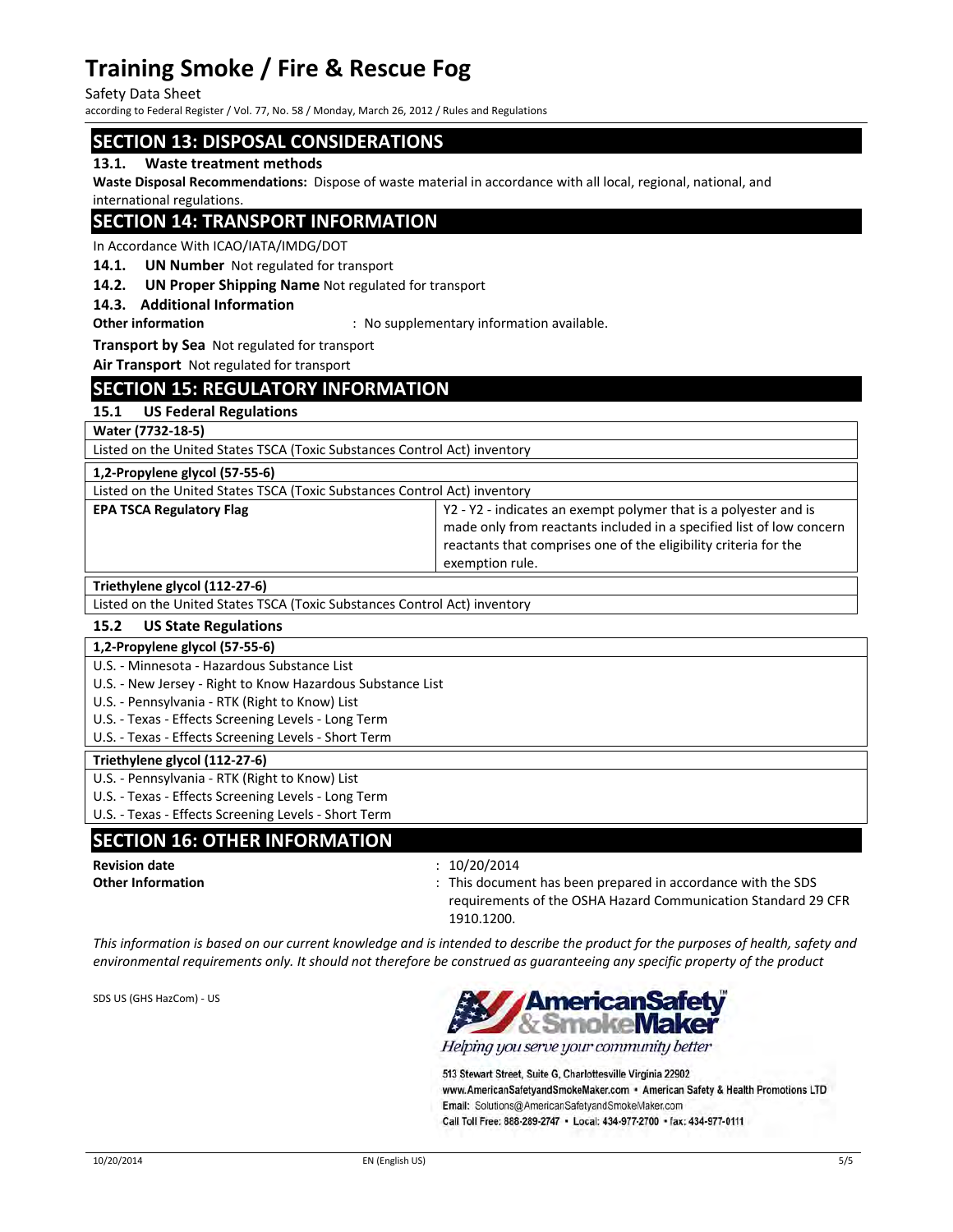## SECTION 13: DISPOSAL CONSIDERATIONS

### 13.1. Waste treatment methods

**Waste Disposal Recommendations:** Dispose of waste material in accordance with all local, regional, national, and international regulations.

## SECTION 14: TRANSPORT INFORMATION

In Accordance With ICAO/IATA/IMDG/DOT

**14.1. UN Number** Not regulated for transport

**14.2. UN Proper Shipping Name** Not regulated for transport

**14.3. Additional Information**

**Other information** : No supplementary information available.

**Transport by Sea** Not regulated for transport

**Air Transport** Not regulated for transport

## SECTION 15: REGULATORY INFORMATION

### 15.1 US Federal Regulations

| **Water (7732-18-5)** | |
|---|---|
| Listed on the United States TSCA (Toxic Substances Control Act) inventory | |

| **1,2-Propylene glycol (57-55-6)** | |
|---|---|
| Listed on the United States TSCA (Toxic Substances Control Act) inventory | |
| **EPA TSCA Regulatory Flag** | Y2 - Y2 - indicates an exempt polymer that is a polyester and is made only from reactants included in a specified list of low concern reactants that comprises one of the eligibility criteria for the exemption rule. |

| **Triethylene glycol (112-27-6)** |
|---|
| Listed on the United States TSCA (Toxic Substances Control Act) inventory |

### 15.2 US State Regulations

| **1,2-Propylene glycol (57-55-6)** |
|---|
| U.S. - Minnesota - Hazardous Substance List |
| U.S. - New Jersey - Right to Know Hazardous Substance List |
| U.S. - Pennsylvania - RTK (Right to Know) List |
| U.S. - Texas - Effects Screening Levels - Long Term |
| U.S. - Texas - Effects Screening Levels - Short Term |

| **Triethylene glycol (112-27-6)** |
|---|
| U.S. - Pennsylvania - RTK (Right to Know) List |
| U.S. - Texas - Effects Screening Levels - Long Term |
| U.S. - Texas - Effects Screening Levels - Short Term |

## SECTION 16: OTHER INFORMATION

**Revision date** : 10/20/2014

**Other Information** : This document has been prepared in accordance with the SDS requirements of the OSHA Hazard Communication Standard 29 CFR 1910.1200.

*This information is based on our current knowledge and is intended to describe the product for the purposes of health, safety and environmental requirements only. It should not therefore be construed as guaranteeing any specific property of the product*

SDS US (GHS HazCom) - US

AmericanSafety & SmokeMaker™

*Helping you serve your community better*

513 Stewart Street, Suite G, Charlottesville Virginia 22902
www.AmericanSafetyandSmokeMaker.com • American Safety & Health Promotions LTD
Email: Solutions@AmericanSafetyandSmokeMaker.com
Call Toll Free: 888-289-2747 • Local: 434-977-2700 • fax: 434-977-0111